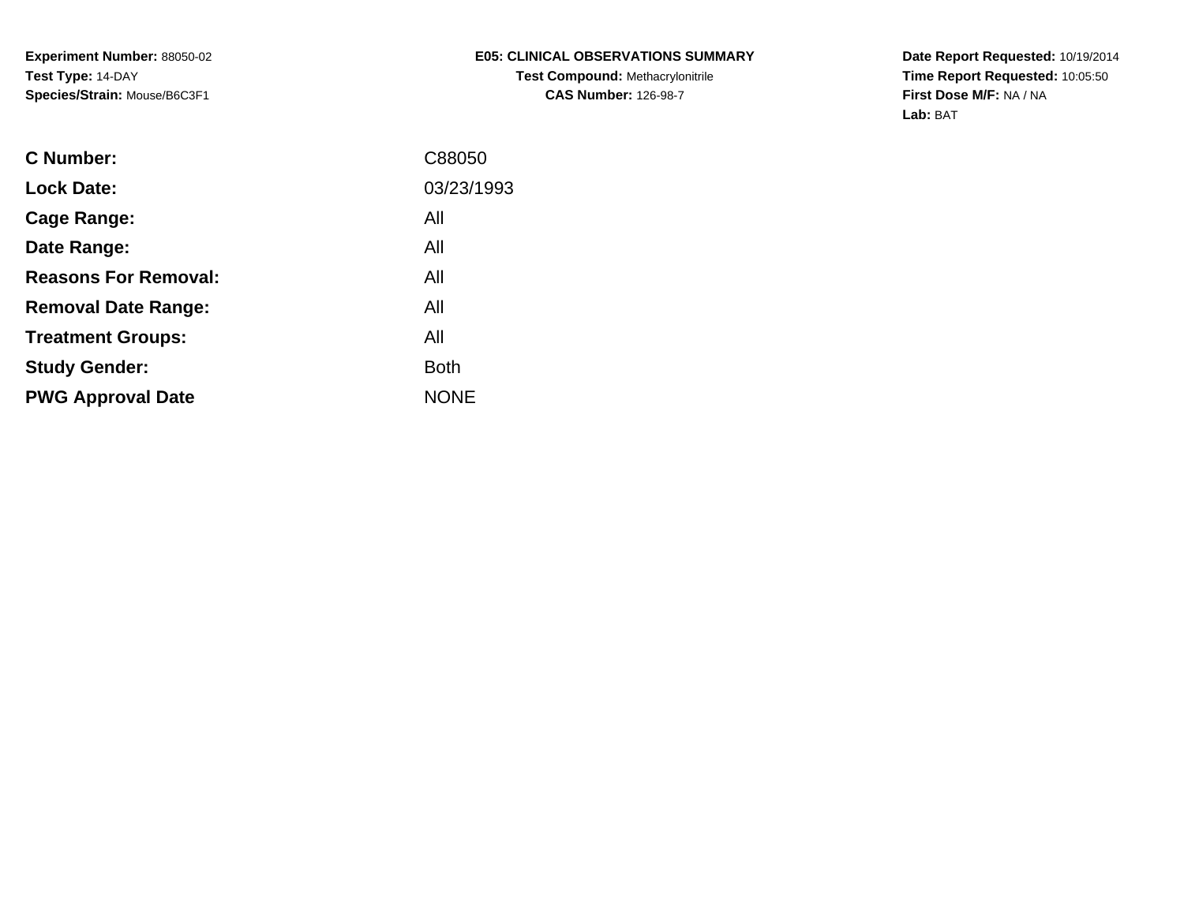**Experiment Number:** 88050-02
**Test Type:** 14-DAY
**Species/Strain:** Mouse/B6C3F1

**E05: CLINICAL OBSERVATIONS SUMMARY**
**Test Compound:** Methacrylonitrile
**CAS Number:** 126-98-7

**Date Report Requested:** 10/19/2014
**Time Report Requested:** 10:05:50
**First Dose M/F:** NA / NA
**Lab:** BAT

| | |
|---|---|
| **C Number:** | C88050 |
| **Lock Date:** | 03/23/1993 |
| **Cage Range:** | All |
| **Date Range:** | All |
| **Reasons For Removal:** | All |
| **Removal Date Range:** | All |
| **Treatment Groups:** | All |
| **Study Gender:** | Both |
| **PWG Approval Date** | NONE |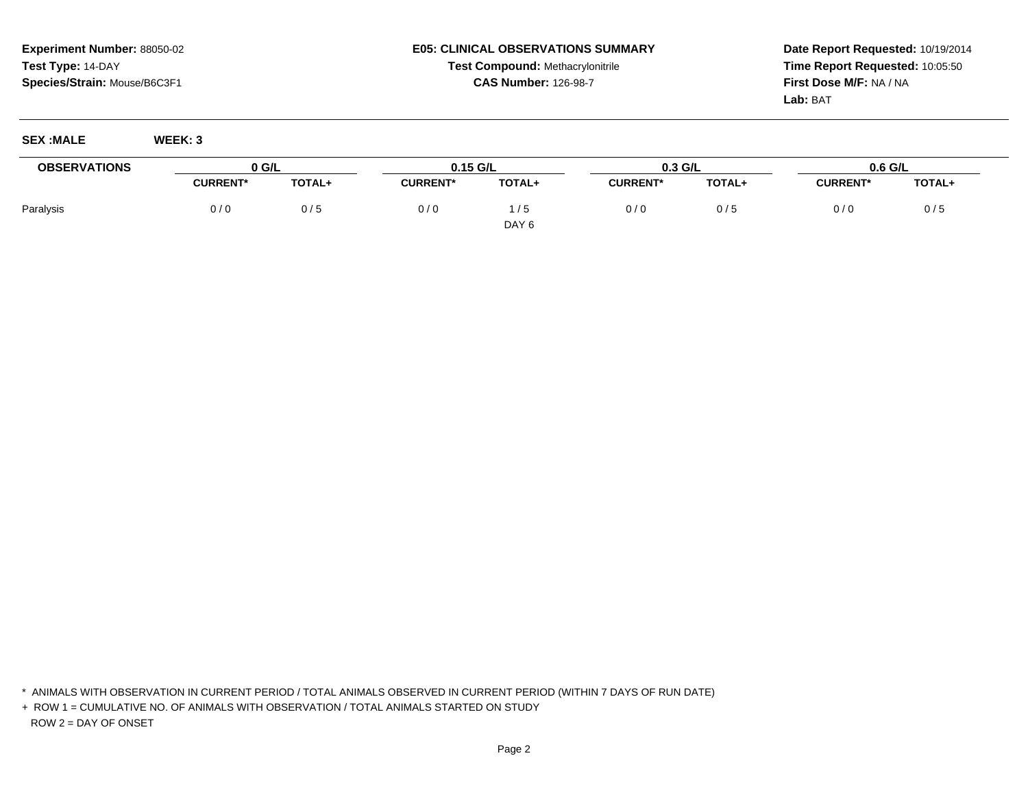**Experiment Number:** 88050-02
**Test Type:** 14-DAY
**Species/Strain:** Mouse/B6C3F1

**E05: CLINICAL OBSERVATIONS SUMMARY**
**Test Compound:** Methacrylonitrile
**CAS Number:** 126-98-7

**Date Report Requested:** 10/19/2014
**Time Report Requested:** 10:05:50
**First Dose M/F:** NA / NA
**Lab:** BAT

**SEX :MALE** **WEEK: 3**

| OBSERVATIONS | 0 G/L | | 0.15 G/L | | 0.3 G/L | | 0.6 G/L | |
|---|---|---|---|---|---|---|---|---|
| | CURRENT* | TOTAL+ | CURRENT* | TOTAL+ | CURRENT* | TOTAL+ | CURRENT* | TOTAL+ |
| Paralysis | 0 / 0 | 0 / 5 | 0 / 0 | 1 / 5 | 0 / 0 | 0 / 5 | 0 / 0 | 0 / 5 |
| | | | | DAY 6 | | | | |

\* ANIMALS WITH OBSERVATION IN CURRENT PERIOD / TOTAL ANIMALS OBSERVED IN CURRENT PERIOD (WITHIN 7 DAYS OF RUN DATE)

\+ ROW 1 = CUMULATIVE NO. OF ANIMALS WITH OBSERVATION / TOTAL ANIMALS STARTED ON STUDY

ROW 2 = DAY OF ONSET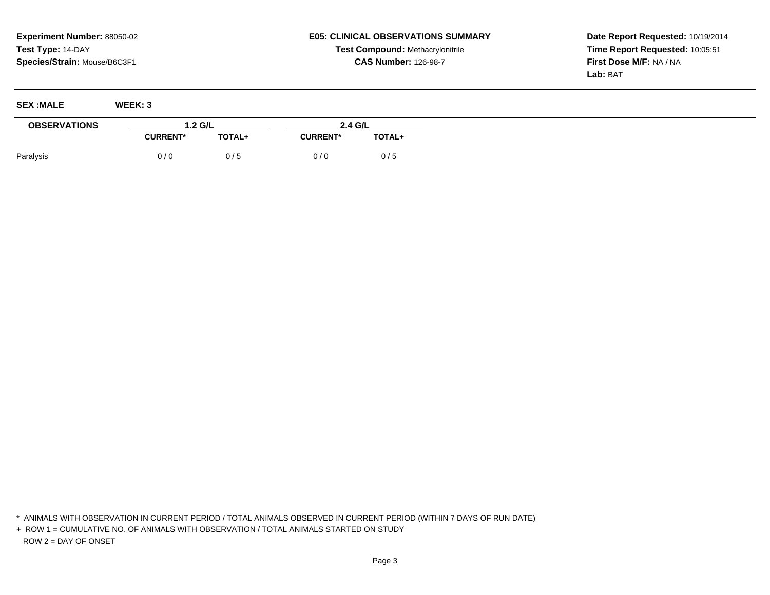**Experiment Number:** 88050-02
**Test Type:** 14-DAY
**Species/Strain:** Mouse/B6C3F1

**E05: CLINICAL OBSERVATIONS SUMMARY**
**Test Compound:** Methacrylonitrile
**CAS Number:** 126-98-7

**Date Report Requested:** 10/19/2014
**Time Report Requested:** 10:05:51
**First Dose M/F:** NA / NA
**Lab:** BAT

**SEX :MALE** **WEEK: 3**

| OBSERVATIONS | 1.2 G/L | | 2.4 G/L | |
|---|---|---|---|---|
| | CURRENT* | TOTAL+ | CURRENT* | TOTAL+ |
| Paralysis | 0 / 0 | 0 / 5 | 0 / 0 | 0 / 5 |

\* ANIMALS WITH OBSERVATION IN CURRENT PERIOD / TOTAL ANIMALS OBSERVED IN CURRENT PERIOD (WITHIN 7 DAYS OF RUN DATE)

\+ ROW 1 = CUMULATIVE NO. OF ANIMALS WITH OBSERVATION / TOTAL ANIMALS STARTED ON STUDY
ROW 2 = DAY OF ONSET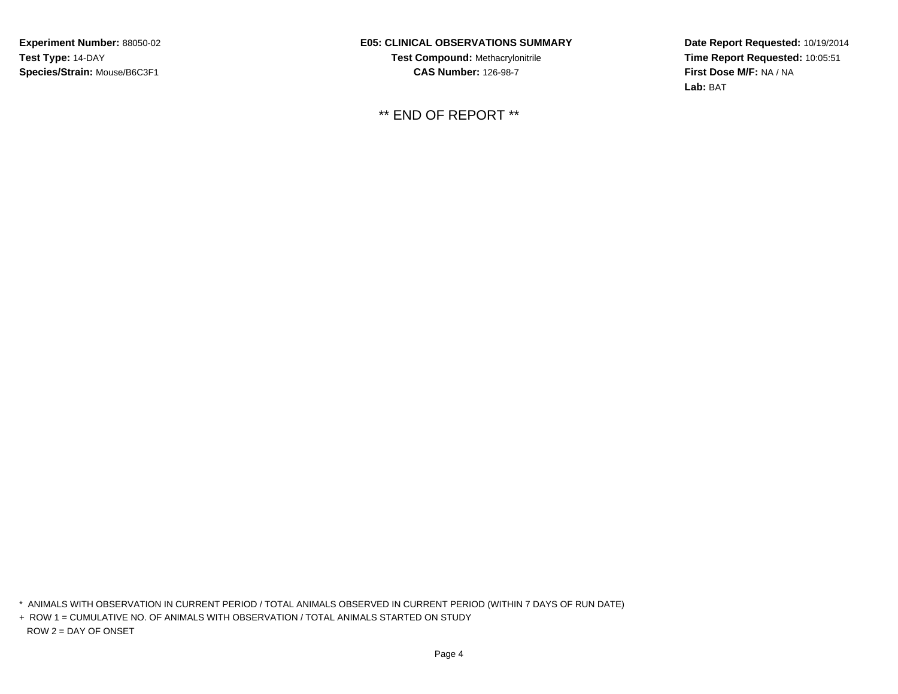**Experiment Number:** 88050-02
**Test Type:** 14-DAY
**Species/Strain:** Mouse/B6C3F1

**E05: CLINICAL OBSERVATIONS SUMMARY**
**Test Compound:** Methacrylonitrile
**CAS Number:** 126-98-7

**Date Report Requested:** 10/19/2014
**Time Report Requested:** 10:05:51
**First Dose M/F:** NA / NA
**Lab:** BAT

** END OF REPORT **

* ANIMALS WITH OBSERVATION IN CURRENT PERIOD / TOTAL ANIMALS OBSERVED IN CURRENT PERIOD (WITHIN 7 DAYS OF RUN DATE)
+ ROW 1 = CUMULATIVE NO. OF ANIMALS WITH OBSERVATION / TOTAL ANIMALS STARTED ON STUDY
ROW 2 = DAY OF ONSET